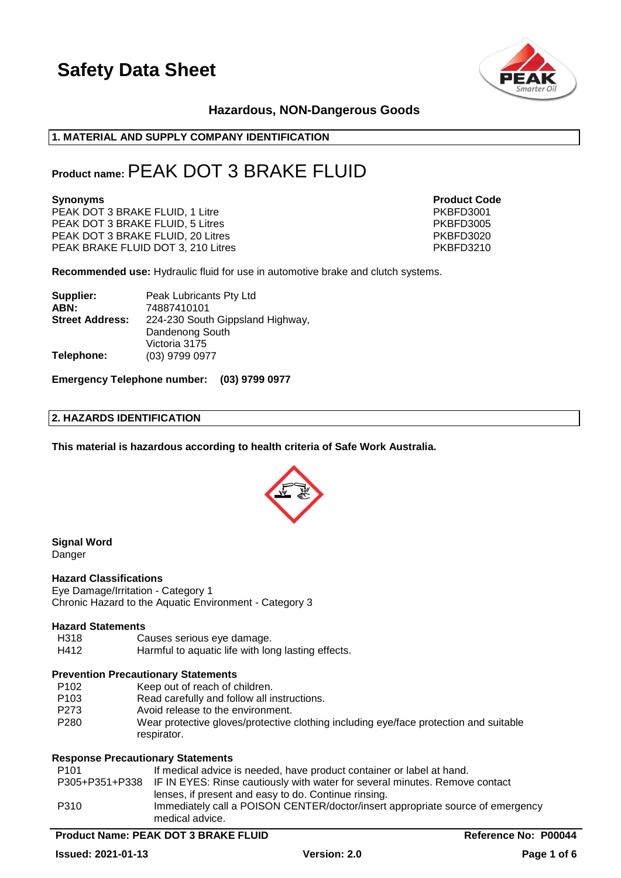# Safety Data Sheet

## Hazardous, NON-Dangerous Goods

### 1. MATERIAL AND SUPPLY COMPANY IDENTIFICATION

**Product name:** PEAK DOT 3 BRAKE FLUID

| Synonyms | Product Code |
| --- | --- |
| PEAK DOT 3 BRAKE FLUID, 1 Litre | PKBFD3001 |
| PEAK DOT 3 BRAKE FLUID, 5 Litres | PKBFD3005 |
| PEAK DOT 3 BRAKE FLUID, 20 Litres | PKBFD3020 |
| PEAK BRAKE FLUID DOT 3, 210 Litres | PKBFD3210 |

**Recommended use:** Hydraulic fluid for use in automotive brake and clutch systems.

**Supplier:** Peak Lubricants Pty Ltd
**ABN:** 74887410101
**Street Address:** 224-230 South Gippsland Highway, Dandenong South Victoria 3175
**Telephone:** (03) 9799 0977

**Emergency Telephone number: (03) 9799 0977**

### 2. HAZARDS IDENTIFICATION

**This material is hazardous according to health criteria of Safe Work Australia.**

**Signal Word**
Danger

**Hazard Classifications**
Eye Damage/Irritation - Category 1
Chronic Hazard to the Aquatic Environment - Category 3

**Hazard Statements**

| | |
| --- | --- |
| H318 | Causes serious eye damage. |
| H412 | Harmful to aquatic life with long lasting effects. |

**Prevention Precautionary Statements**

| | |
| --- | --- |
| P102 | Keep out of reach of children. |
| P103 | Read carefully and follow all instructions. |
| P273 | Avoid release to the environment. |
| P280 | Wear protective gloves/protective clothing including eye/face protection and suitable respirator. |

**Response Precautionary Statements**

| | |
| --- | --- |
| P101 | If medical advice is needed, have product container or label at hand. |
| P305+P351+P338 | IF IN EYES: Rinse cautiously with water for several minutes. Remove contact lenses, if present and easy to do. Continue rinsing. |
| P310 | Immediately call a POISON CENTER/doctor/insert appropriate source of emergency medical advice. |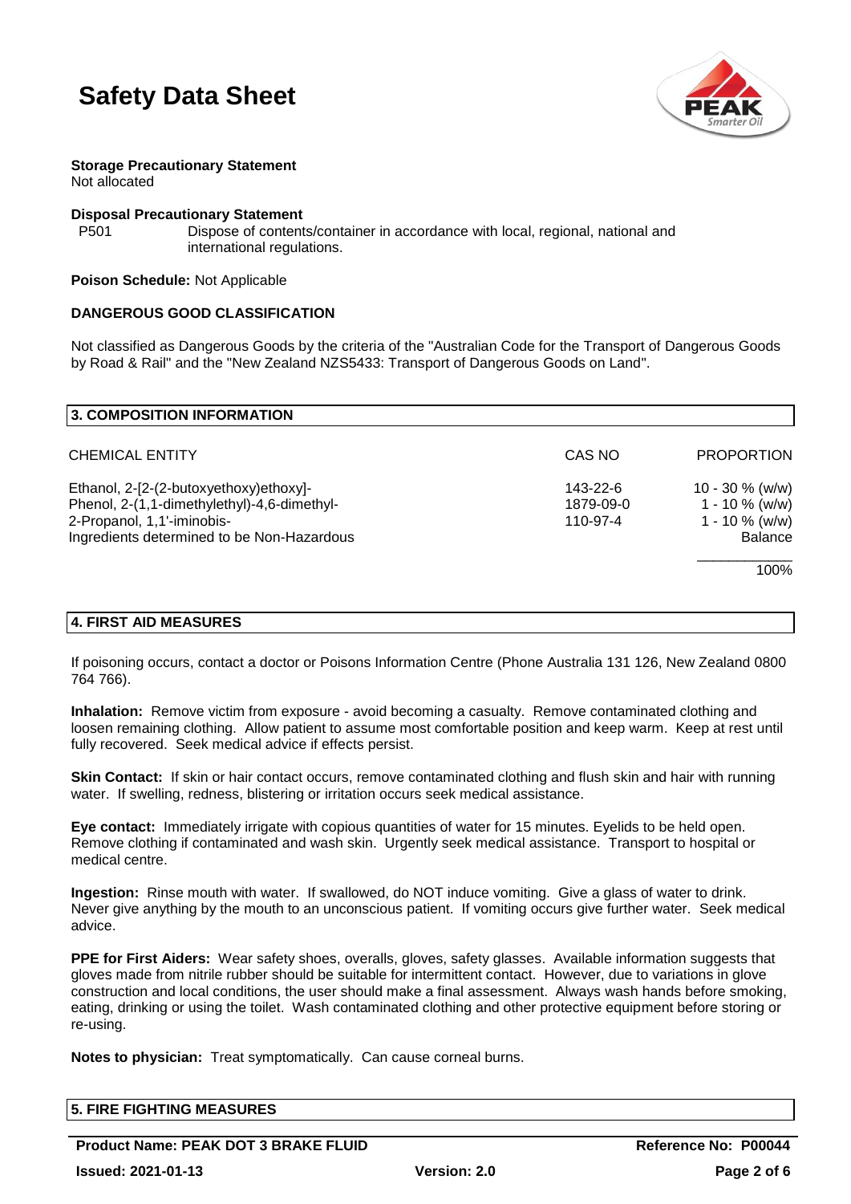**Storage Precautionary Statement**
Not allocated

**Disposal Precautionary Statement**

P501 Dispose of contents/container in accordance with local, regional, national and international regulations.

**Poison Schedule:** Not Applicable

**DANGEROUS GOOD CLASSIFICATION**

Not classified as Dangerous Goods by the criteria of the "Australian Code for the Transport of Dangerous Goods by Road & Rail" and the "New Zealand NZS5433: Transport of Dangerous Goods on Land".

## 3. COMPOSITION INFORMATION

| CHEMICAL ENTITY | CAS NO | PROPORTION |
|---|---|---|
| Ethanol, 2-[2-(2-butoxyethoxy)ethoxy]- | 143-22-6 | 10 - 30 % (w/w) |
| Phenol, 2-(1,1-dimethylethyl)-4,6-dimethyl- | 1879-09-0 | 1 - 10 % (w/w) |
| 2-Propanol, 1,1'-iminobis- | 110-97-4 | 1 - 10 % (w/w) |
| Ingredients determined to be Non-Hazardous | | Balance |
| | | 100% |

## 4. FIRST AID MEASURES

If poisoning occurs, contact a doctor or Poisons Information Centre (Phone Australia 131 126, New Zealand 0800 764 766).

**Inhalation:** Remove victim from exposure - avoid becoming a casualty. Remove contaminated clothing and loosen remaining clothing. Allow patient to assume most comfortable position and keep warm. Keep at rest until fully recovered. Seek medical advice if effects persist.

**Skin Contact:** If skin or hair contact occurs, remove contaminated clothing and flush skin and hair with running water. If swelling, redness, blistering or irritation occurs seek medical assistance.

**Eye contact:** Immediately irrigate with copious quantities of water for 15 minutes. Eyelids to be held open. Remove clothing if contaminated and wash skin. Urgently seek medical assistance. Transport to hospital or medical centre.

**Ingestion:** Rinse mouth with water. If swallowed, do NOT induce vomiting. Give a glass of water to drink. Never give anything by the mouth to an unconscious patient. If vomiting occurs give further water. Seek medical advice.

**PPE for First Aiders:** Wear safety shoes, overalls, gloves, safety glasses. Available information suggests that gloves made from nitrile rubber should be suitable for intermittent contact. However, due to variations in glove construction and local conditions, the user should make a final assessment. Always wash hands before smoking, eating, drinking or using the toilet. Wash contaminated clothing and other protective equipment before storing or re-using.

**Notes to physician:** Treat symptomatically. Can cause corneal burns.

## 5. FIRE FIGHTING MEASURES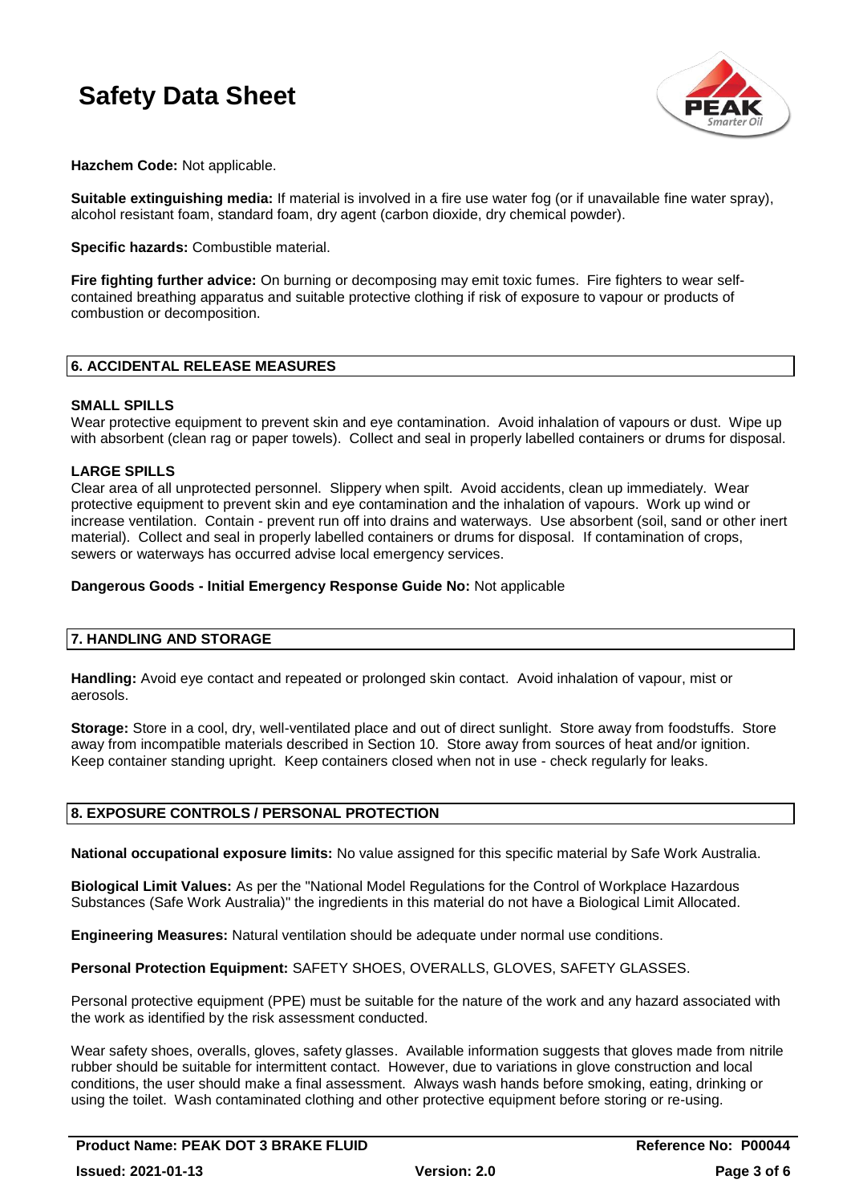**Hazchem Code:** Not applicable.

**Suitable extinguishing media:** If material is involved in a fire use water fog (or if unavailable fine water spray), alcohol resistant foam, standard foam, dry agent (carbon dioxide, dry chemical powder).

**Specific hazards:** Combustible material.

**Fire fighting further advice:** On burning or decomposing may emit toxic fumes. Fire fighters to wear self-contained breathing apparatus and suitable protective clothing if risk of exposure to vapour or products of combustion or decomposition.

## 6. ACCIDENTAL RELEASE MEASURES

### SMALL SPILLS

Wear protective equipment to prevent skin and eye contamination. Avoid inhalation of vapours or dust. Wipe up with absorbent (clean rag or paper towels). Collect and seal in properly labelled containers or drums for disposal.

### LARGE SPILLS

Clear area of all unprotected personnel. Slippery when spilt. Avoid accidents, clean up immediately. Wear protective equipment to prevent skin and eye contamination and the inhalation of vapours. Work up wind or increase ventilation. Contain - prevent run off into drains and waterways. Use absorbent (soil, sand or other inert material). Collect and seal in properly labelled containers or drums for disposal. If contamination of crops, sewers or waterways has occurred advise local emergency services.

**Dangerous Goods - Initial Emergency Response Guide No:** Not applicable

## 7. HANDLING AND STORAGE

**Handling:** Avoid eye contact and repeated or prolonged skin contact. Avoid inhalation of vapour, mist or aerosols.

**Storage:** Store in a cool, dry, well-ventilated place and out of direct sunlight. Store away from foodstuffs. Store away from incompatible materials described in Section 10. Store away from sources of heat and/or ignition. Keep container standing upright. Keep containers closed when not in use - check regularly for leaks.

## 8. EXPOSURE CONTROLS / PERSONAL PROTECTION

**National occupational exposure limits:** No value assigned for this specific material by Safe Work Australia.

**Biological Limit Values:** As per the "National Model Regulations for the Control of Workplace Hazardous Substances (Safe Work Australia)" the ingredients in this material do not have a Biological Limit Allocated.

**Engineering Measures:** Natural ventilation should be adequate under normal use conditions.

**Personal Protection Equipment:** SAFETY SHOES, OVERALLS, GLOVES, SAFETY GLASSES.

Personal protective equipment (PPE) must be suitable for the nature of the work and any hazard associated with the work as identified by the risk assessment conducted.

Wear safety shoes, overalls, gloves, safety glasses. Available information suggests that gloves made from nitrile rubber should be suitable for intermittent contact. However, due to variations in glove construction and local conditions, the user should make a final assessment. Always wash hands before smoking, eating, drinking or using the toilet. Wash contaminated clothing and other protective equipment before storing or re-using.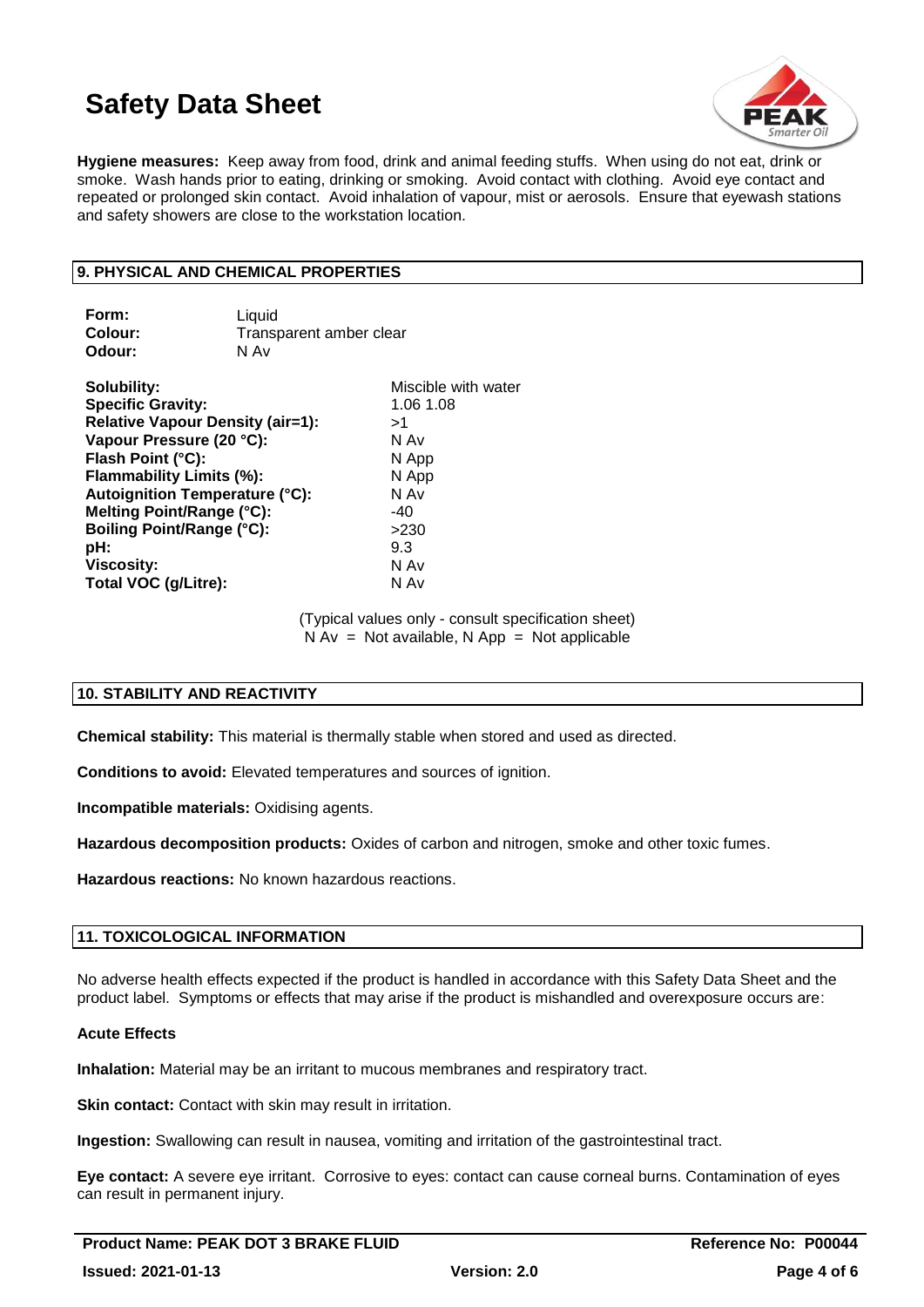**Hygiene measures:** Keep away from food, drink and animal feeding stuffs. When using do not eat, drink or smoke. Wash hands prior to eating, drinking or smoking. Avoid contact with clothing. Avoid eye contact and repeated or prolonged skin contact. Avoid inhalation of vapour, mist or aerosols. Ensure that eyewash stations and safety showers are close to the workstation location.

## 9. PHYSICAL AND CHEMICAL PROPERTIES

| | |
|---|---|
| **Form:** | Liquid |
| **Colour:** | Transparent amber clear |
| **Odour:** | N Av |

| | |
|---|---|
| **Solubility:** | Miscible with water |
| **Specific Gravity:** | 1.06 1.08 |
| **Relative Vapour Density (air=1):** | >1 |
| **Vapour Pressure (20 °C):** | N Av |
| **Flash Point (°C):** | N App |
| **Flammability Limits (%):** | N App |
| **Autoignition Temperature (°C):** | N Av |
| **Melting Point/Range (°C):** | -40 |
| **Boiling Point/Range (°C):** | >230 |
| **pH:** | 9.3 |
| **Viscosity:** | N Av |
| **Total VOC (g/Litre):** | N Av |

(Typical values only - consult specification sheet)
N Av = Not available, N App = Not applicable

## 10. STABILITY AND REACTIVITY

**Chemical stability:** This material is thermally stable when stored and used as directed.

**Conditions to avoid:** Elevated temperatures and sources of ignition.

**Incompatible materials:** Oxidising agents.

**Hazardous decomposition products:** Oxides of carbon and nitrogen, smoke and other toxic fumes.

**Hazardous reactions:** No known hazardous reactions.

## 11. TOXICOLOGICAL INFORMATION

No adverse health effects expected if the product is handled in accordance with this Safety Data Sheet and the product label. Symptoms or effects that may arise if the product is mishandled and overexposure occurs are:

**Acute Effects**

**Inhalation:** Material may be an irritant to mucous membranes and respiratory tract.

**Skin contact:** Contact with skin may result in irritation.

**Ingestion:** Swallowing can result in nausea, vomiting and irritation of the gastrointestinal tract.

**Eye contact:** A severe eye irritant. Corrosive to eyes: contact can cause corneal burns. Contamination of eyes can result in permanent injury.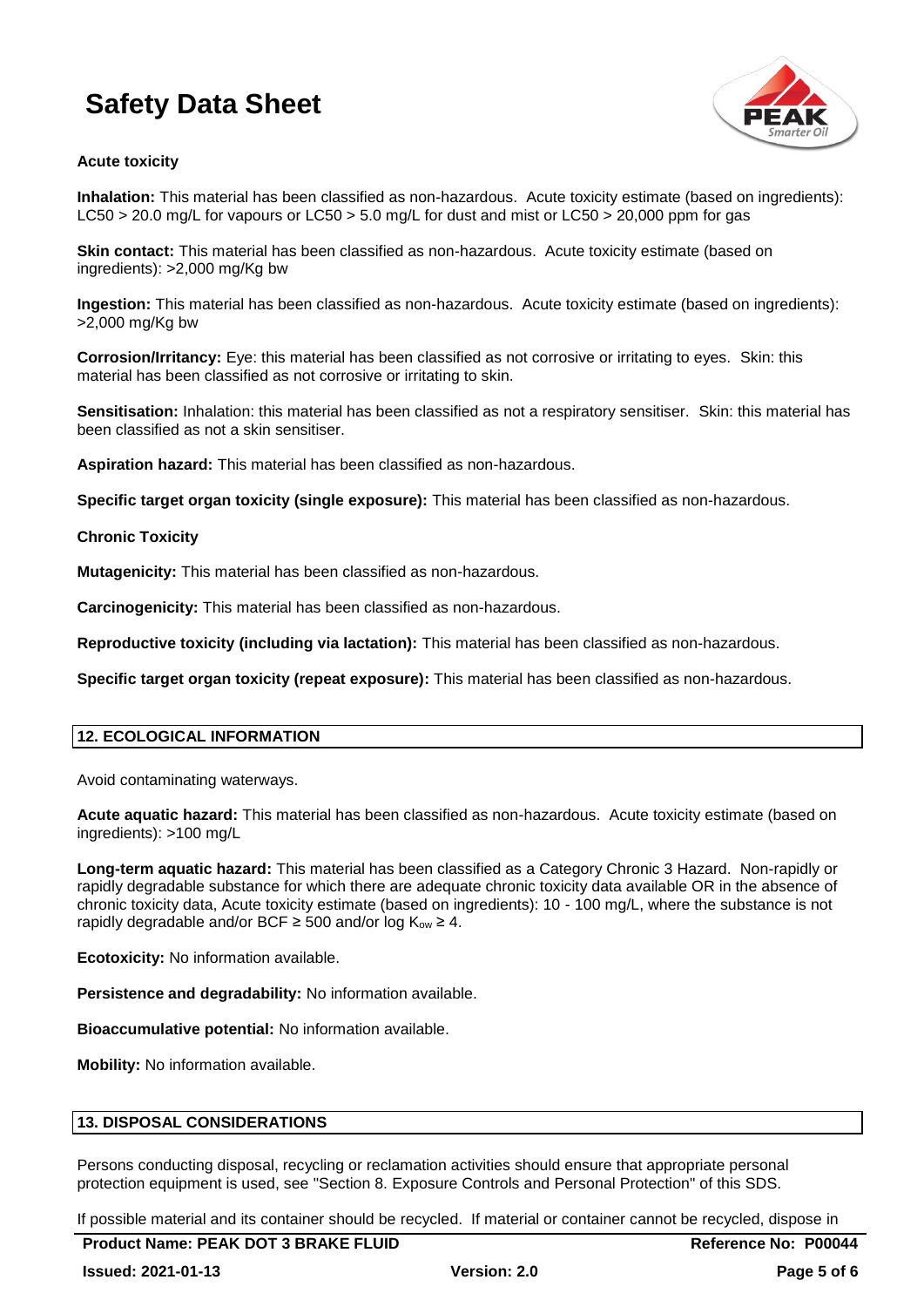**Acute toxicity**

**Inhalation:** This material has been classified as non-hazardous. Acute toxicity estimate (based on ingredients): LC50 > 20.0 mg/L for vapours or LC50 > 5.0 mg/L for dust and mist or LC50 > 20,000 ppm for gas

**Skin contact:** This material has been classified as non-hazardous. Acute toxicity estimate (based on ingredients): >2,000 mg/Kg bw

**Ingestion:** This material has been classified as non-hazardous. Acute toxicity estimate (based on ingredients): >2,000 mg/Kg bw

**Corrosion/Irritancy:** Eye: this material has been classified as not corrosive or irritating to eyes. Skin: this material has been classified as not corrosive or irritating to skin.

**Sensitisation:** Inhalation: this material has been classified as not a respiratory sensitiser. Skin: this material has been classified as not a skin sensitiser.

**Aspiration hazard:** This material has been classified as non-hazardous.

**Specific target organ toxicity (single exposure):** This material has been classified as non-hazardous.

**Chronic Toxicity**

**Mutagenicity:** This material has been classified as non-hazardous.

**Carcinogenicity:** This material has been classified as non-hazardous.

**Reproductive toxicity (including via lactation):** This material has been classified as non-hazardous.

**Specific target organ toxicity (repeat exposure):** This material has been classified as non-hazardous.

## 12. ECOLOGICAL INFORMATION

Avoid contaminating waterways.

**Acute aquatic hazard:** This material has been classified as non-hazardous. Acute toxicity estimate (based on ingredients): >100 mg/L

**Long-term aquatic hazard:** This material has been classified as a Category Chronic 3 Hazard. Non-rapidly or rapidly degradable substance for which there are adequate chronic toxicity data available OR in the absence of chronic toxicity data, Acute toxicity estimate (based on ingredients): 10 - 100 mg/L, where the substance is not rapidly degradable and/or BCF ≥ 500 and/or log $K_{ow}$ ≥ 4.

**Ecotoxicity:** No information available.

**Persistence and degradability:** No information available.

**Bioaccumulative potential:** No information available.

**Mobility:** No information available.

## 13. DISPOSAL CONSIDERATIONS

Persons conducting disposal, recycling or reclamation activities should ensure that appropriate personal protection equipment is used, see "Section 8. Exposure Controls and Personal Protection" of this SDS.

If possible material and its container should be recycled. If material or container cannot be recycled, dispose in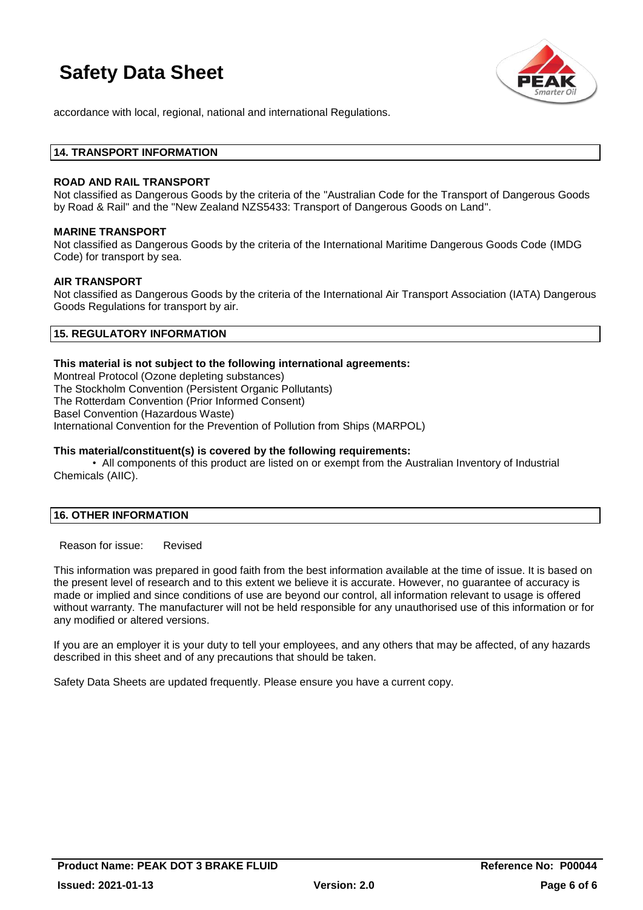accordance with local, regional, national and international Regulations.

## 14. TRANSPORT INFORMATION

**ROAD AND RAIL TRANSPORT**
Not classified as Dangerous Goods by the criteria of the "Australian Code for the Transport of Dangerous Goods by Road & Rail" and the "New Zealand NZS5433: Transport of Dangerous Goods on Land".

**MARINE TRANSPORT**
Not classified as Dangerous Goods by the criteria of the International Maritime Dangerous Goods Code (IMDG Code) for transport by sea.

**AIR TRANSPORT**
Not classified as Dangerous Goods by the criteria of the International Air Transport Association (IATA) Dangerous Goods Regulations for transport by air.

## 15. REGULATORY INFORMATION

**This material is not subject to the following international agreements:**
Montreal Protocol (Ozone depleting substances)
The Stockholm Convention (Persistent Organic Pollutants)
The Rotterdam Convention (Prior Informed Consent)
Basel Convention (Hazardous Waste)
International Convention for the Prevention of Pollution from Ships (MARPOL)

**This material/constituent(s) is covered by the following requirements:**
- All components of this product are listed on or exempt from the Australian Inventory of Industrial Chemicals (AIIC).

## 16. OTHER INFORMATION

Reason for issue: Revised

This information was prepared in good faith from the best information available at the time of issue. It is based on the present level of research and to this extent we believe it is accurate. However, no guarantee of accuracy is made or implied and since conditions of use are beyond our control, all information relevant to usage is offered without warranty. The manufacturer will not be held responsible for any unauthorised use of this information or for any modified or altered versions.

If you are an employer it is your duty to tell your employees, and any others that may be affected, of any hazards described in this sheet and of any precautions that should be taken.

Safety Data Sheets are updated frequently. Please ensure you have a current copy.